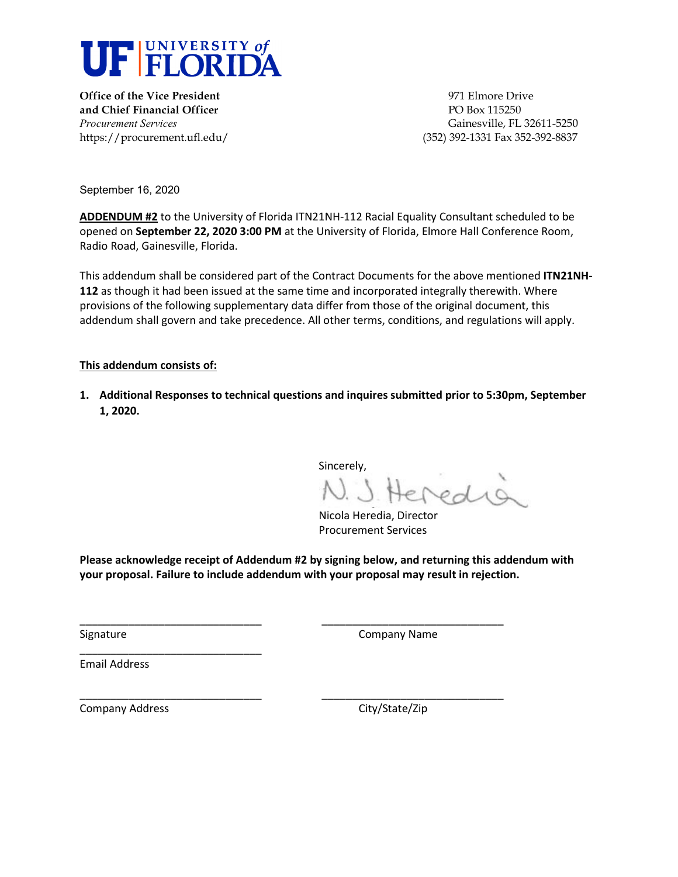# UF | UNIVERSITY of FLORIDA

**Office of the Vice President**
**and Chief Financial Officer**
*Procurement Services*
https://procurement.ufl.edu/

971 Elmore Drive
PO Box 115250
Gainesville, FL 32611-5250
(352) 392-1331 Fax 352-392-8837

September 16, 2020

**ADDENDUM #2** to the University of Florida ITN21NH-112 Racial Equality Consultant scheduled to be opened on **September 22, 2020 3:00 PM** at the University of Florida, Elmore Hall Conference Room, Radio Road, Gainesville, Florida.

This addendum shall be considered part of the Contract Documents for the above mentioned **ITN21NH-112** as though it had been issued at the same time and incorporated integrally therewith. Where provisions of the following supplementary data differ from those of the original document, this addendum shall govern and take precedence. All other terms, conditions, and regulations will apply.

**This addendum consists of:**

1. **Additional Responses to technical questions and inquires submitted prior to 5:30pm, September 1, 2020.**

Sincerely,

N. J. Heredia

Nicola Heredia, Director
Procurement Services

**Please acknowledge receipt of Addendum #2 by signing below, and returning this addendum with your proposal. Failure to include addendum with your proposal may result in rejection.**

\_\_\_\_\_\_\_\_\_\_\_\_\_\_\_\_\_\_\_\_\_\_\_\_\_\_\_\_\_\_
Signature

\_\_\_\_\_\_\_\_\_\_\_\_\_\_\_\_\_\_\_\_\_\_\_\_\_\_\_\_\_\_
Company Name

\_\_\_\_\_\_\_\_\_\_\_\_\_\_\_\_\_\_\_\_\_\_\_\_\_\_\_\_\_\_
Email Address

\_\_\_\_\_\_\_\_\_\_\_\_\_\_\_\_\_\_\_\_\_\_\_\_\_\_\_\_\_\_
Company Address

\_\_\_\_\_\_\_\_\_\_\_\_\_\_\_\_\_\_\_\_\_\_\_\_\_\_\_\_\_\_
City/State/Zip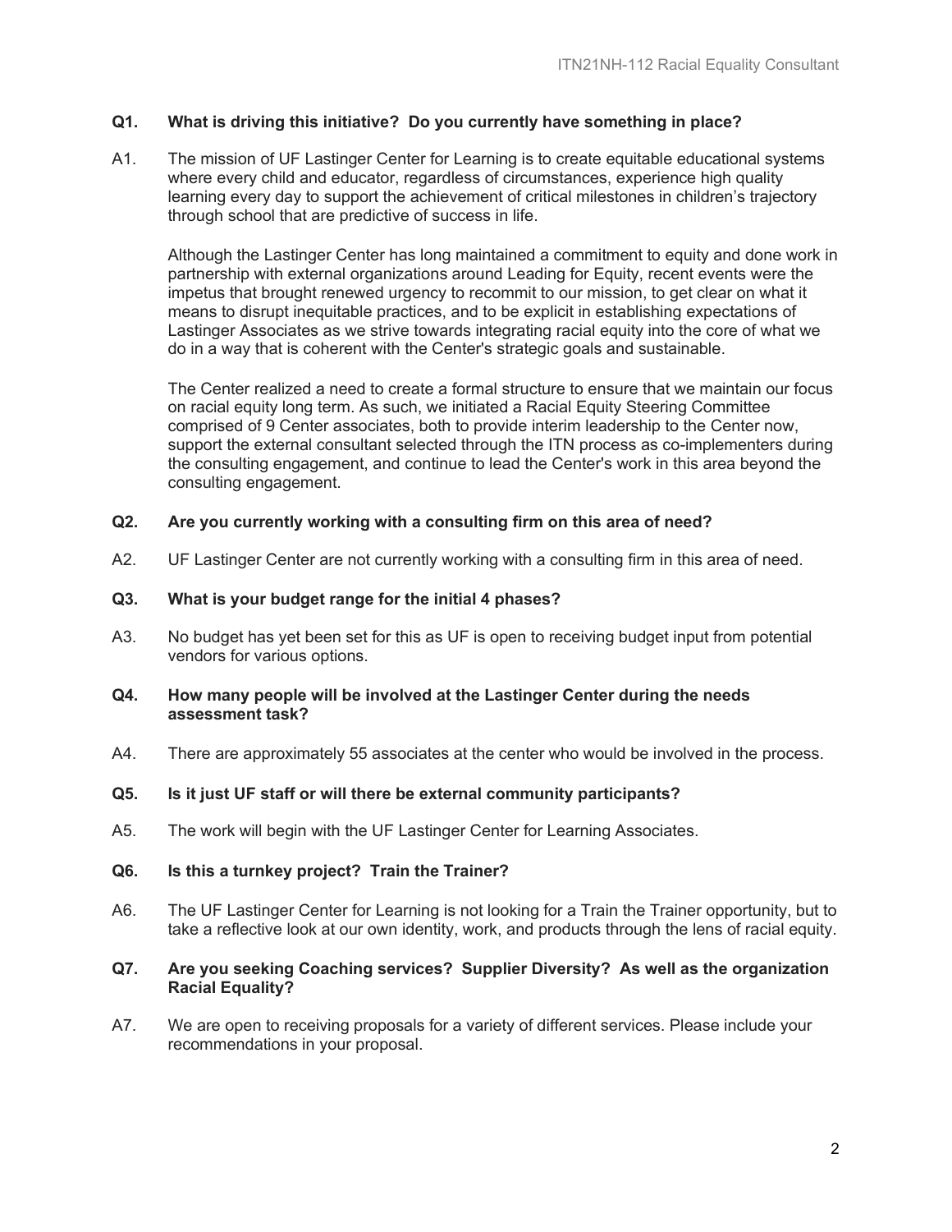**Q1. What is driving this initiative? Do you currently have something in place?**

A1. The mission of UF Lastinger Center for Learning is to create equitable educational systems where every child and educator, regardless of circumstances, experience high quality learning every day to support the achievement of critical milestones in children's trajectory through school that are predictive of success in life.

Although the Lastinger Center has long maintained a commitment to equity and done work in partnership with external organizations around Leading for Equity, recent events were the impetus that brought renewed urgency to recommit to our mission, to get clear on what it means to disrupt inequitable practices, and to be explicit in establishing expectations of Lastinger Associates as we strive towards integrating racial equity into the core of what we do in a way that is coherent with the Center's strategic goals and sustainable.

The Center realized a need to create a formal structure to ensure that we maintain our focus on racial equity long term. As such, we initiated a Racial Equity Steering Committee comprised of 9 Center associates, both to provide interim leadership to the Center now, support the external consultant selected through the ITN process as co-implementers during the consulting engagement, and continue to lead the Center's work in this area beyond the consulting engagement.

**Q2. Are you currently working with a consulting firm on this area of need?**

A2. UF Lastinger Center are not currently working with a consulting firm in this area of need.

**Q3. What is your budget range for the initial 4 phases?**

A3. No budget has yet been set for this as UF is open to receiving budget input from potential vendors for various options.

**Q4. How many people will be involved at the Lastinger Center during the needs assessment task?**

A4. There are approximately 55 associates at the center who would be involved in the process.

**Q5. Is it just UF staff or will there be external community participants?**

A5. The work will begin with the UF Lastinger Center for Learning Associates.

**Q6. Is this a turnkey project? Train the Trainer?**

A6. The UF Lastinger Center for Learning is not looking for a Train the Trainer opportunity, but to take a reflective look at our own identity, work, and products through the lens of racial equity.

**Q7. Are you seeking Coaching services? Supplier Diversity? As well as the organization Racial Equality?**

A7. We are open to receiving proposals for a variety of different services. Please include your recommendations in your proposal.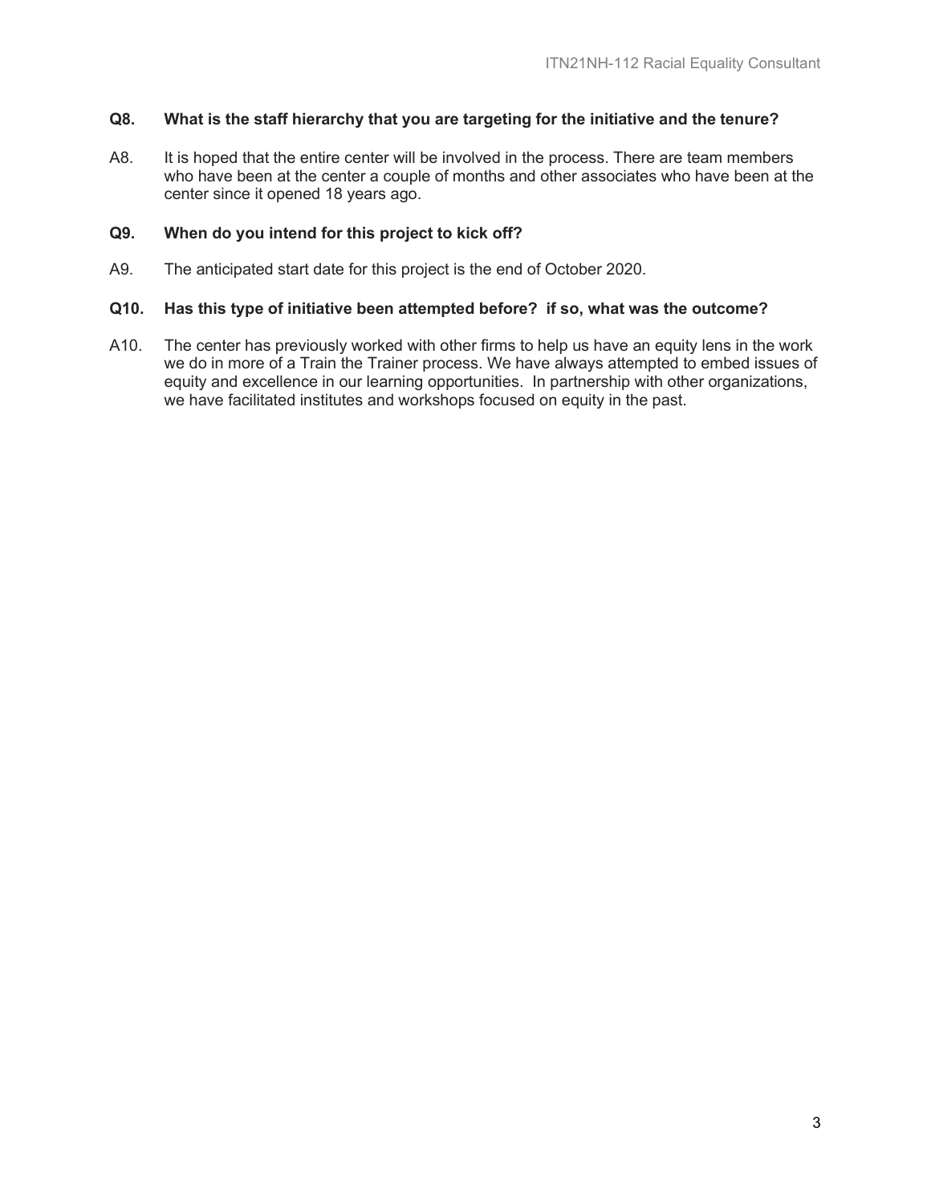**Q8. What is the staff hierarchy that you are targeting for the initiative and the tenure?**

A8. It is hoped that the entire center will be involved in the process. There are team members who have been at the center a couple of months and other associates who have been at the center since it opened 18 years ago.

**Q9. When do you intend for this project to kick off?**

A9. The anticipated start date for this project is the end of October 2020.

**Q10. Has this type of initiative been attempted before? if so, what was the outcome?**

A10. The center has previously worked with other firms to help us have an equity lens in the work we do in more of a Train the Trainer process. We have always attempted to embed issues of equity and excellence in our learning opportunities. In partnership with other organizations, we have facilitated institutes and workshops focused on equity in the past.